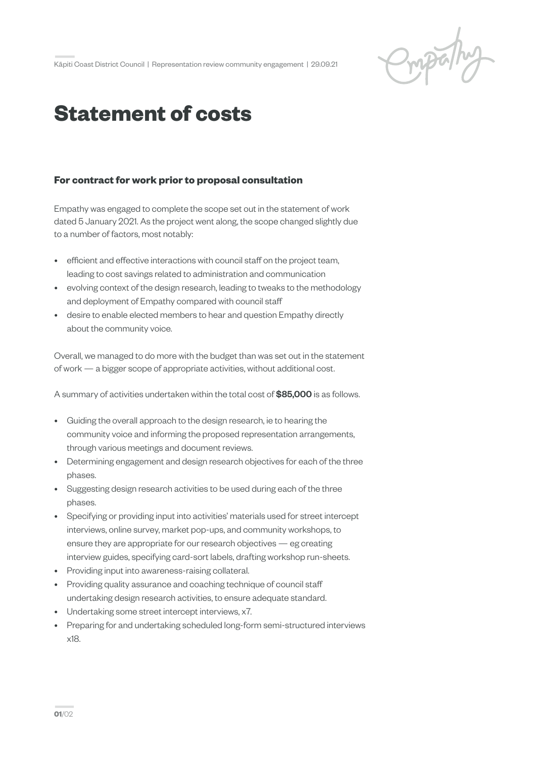# Statement of costs

### For contract for work prior to proposal consultation

Empathy was engaged to complete the scope set out in the statement of work dated 5 January 2021. As the project went along, the scope changed slightly due to a number of factors, most notably:

- efficient and effective interactions with council staff on the project team, leading to cost savings related to administration and communication
- evolving context of the design research, leading to tweaks to the methodology and deployment of Empathy compared with council staff
- desire to enable elected members to hear and question Empathy directly about the community voice.

Overall, we managed to do more with the budget than was set out in the statement of work — a bigger scope of appropriate activities, without additional cost.

A summary of activities undertaken within the total cost of **$85,000** is as follows.

- Guiding the overall approach to the design research, ie to hearing the community voice and informing the proposed representation arrangements, through various meetings and document reviews.
- Determining engagement and design research objectives for each of the three phases.
- Suggesting design research activities to be used during each of the three phases.
- Specifying or providing input into activities' materials used for street intercept interviews, online survey, market pop-ups, and community workshops, to ensure they are appropriate for our research objectives — eg creating interview guides, specifying card-sort labels, drafting workshop run-sheets.
- Providing input into awareness-raising collateral.
- Providing quality assurance and coaching technique of council staff undertaking design research activities, to ensure adequate standard.
- Undertaking some street intercept interviews, x7.
- Preparing for and undertaking scheduled long-form semi-structured interviews x18.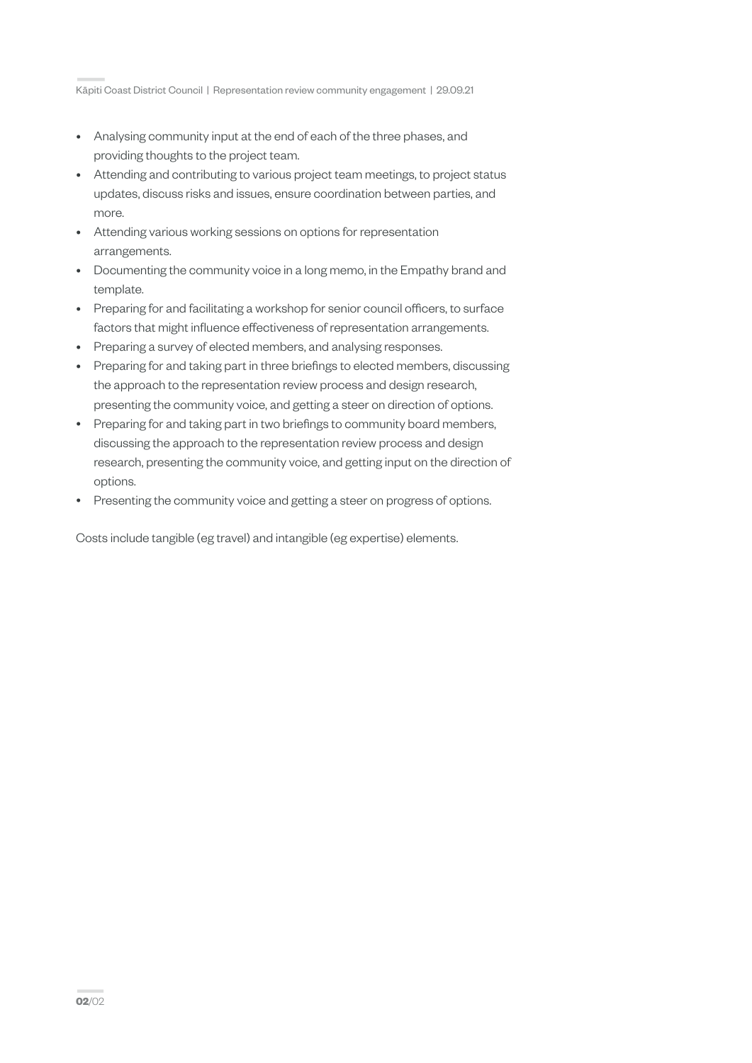- Analysing community input at the end of each of the three phases, and providing thoughts to the project team.
- Attending and contributing to various project team meetings, to project status updates, discuss risks and issues, ensure coordination between parties, and more.
- Attending various working sessions on options for representation arrangements.
- Documenting the community voice in a long memo, in the Empathy brand and template.
- Preparing for and facilitating a workshop for senior council officers, to surface factors that might influence effectiveness of representation arrangements.
- Preparing a survey of elected members, and analysing responses.
- Preparing for and taking part in three briefings to elected members, discussing the approach to the representation review process and design research, presenting the community voice, and getting a steer on direction of options.
- Preparing for and taking part in two briefings to community board members, discussing the approach to the representation review process and design research, presenting the community voice, and getting input on the direction of options.
- Presenting the community voice and getting a steer on progress of options.

Costs include tangible (eg travel) and intangible (eg expertise) elements.